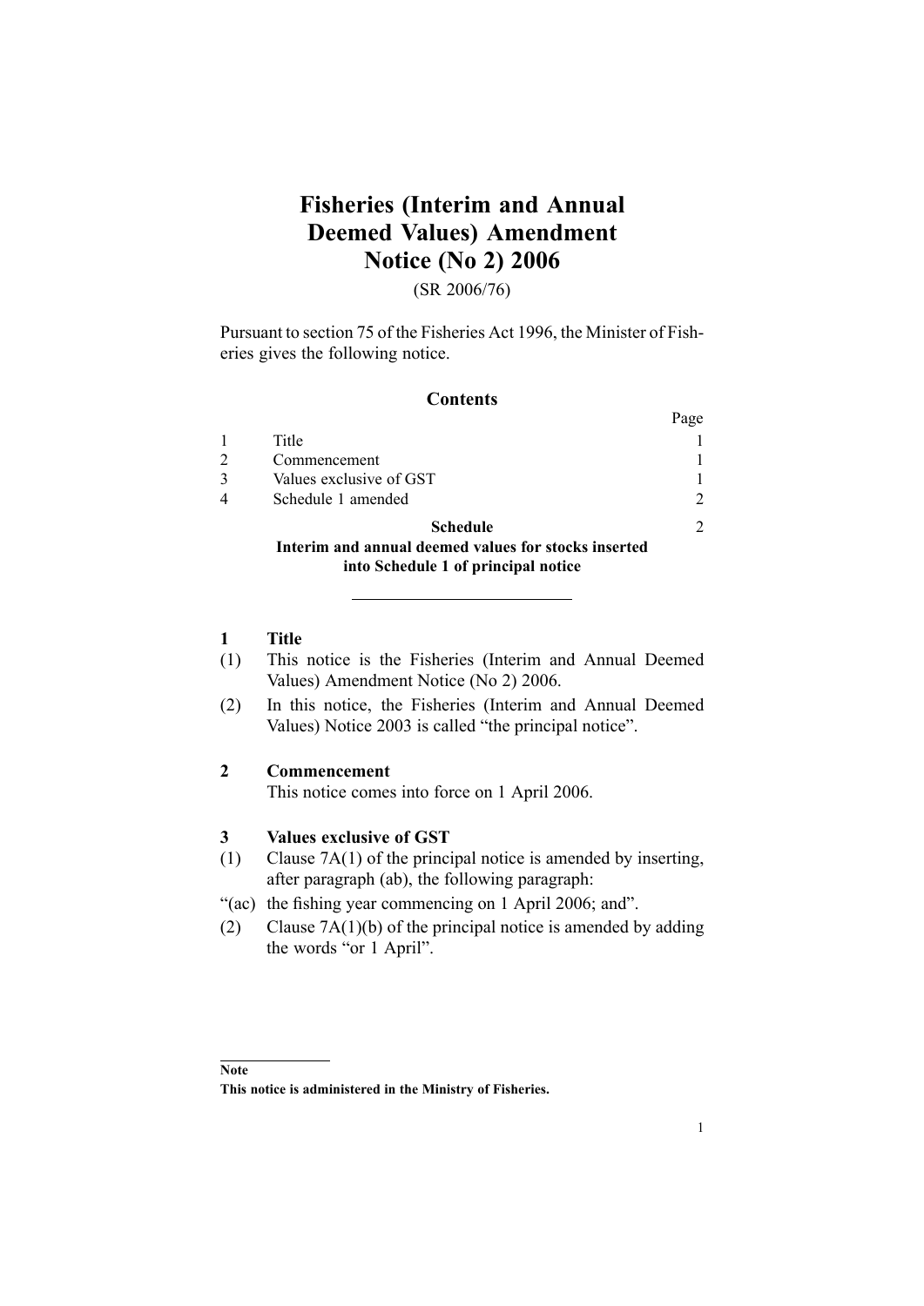# Fisheries (Interim and Annual Deemed Values) Amendment Notice (No 2) 2006

(SR 2006/76)

Pursuant to section 75 of the Fisheries Act 1996, the Minister of Fisheries gives the following notice.

## Contents

| | | Page |
|---|---|---|
| 1 | Title | 1 |
| 2 | Commencement | 1 |
| 3 | Values exclusive of GST | 1 |
| 4 | Schedule 1 amended | 2 |
| | **Schedule**<br>**Interim and annual deemed values for stocks inserted into Schedule 1 of principal notice** | 2 |

---

### 1 Title

(1) This notice is the Fisheries (Interim and Annual Deemed Values) Amendment Notice (No 2) 2006.

(2) In this notice, the Fisheries (Interim and Annual Deemed Values) Notice 2003 is called "the principal notice".

### 2 Commencement

This notice comes into force on 1 April 2006.

### 3 Values exclusive of GST

(1) Clause 7A(1) of the principal notice is amended by inserting, after paragraph (ab), the following paragraph:

"(ac) the fishing year commencing on 1 April 2006; and".

(2) Clause 7A(1)(b) of the principal notice is amended by adding the words "or 1 April".

---

**Note**

**This notice is administered in the Ministry of Fisheries.**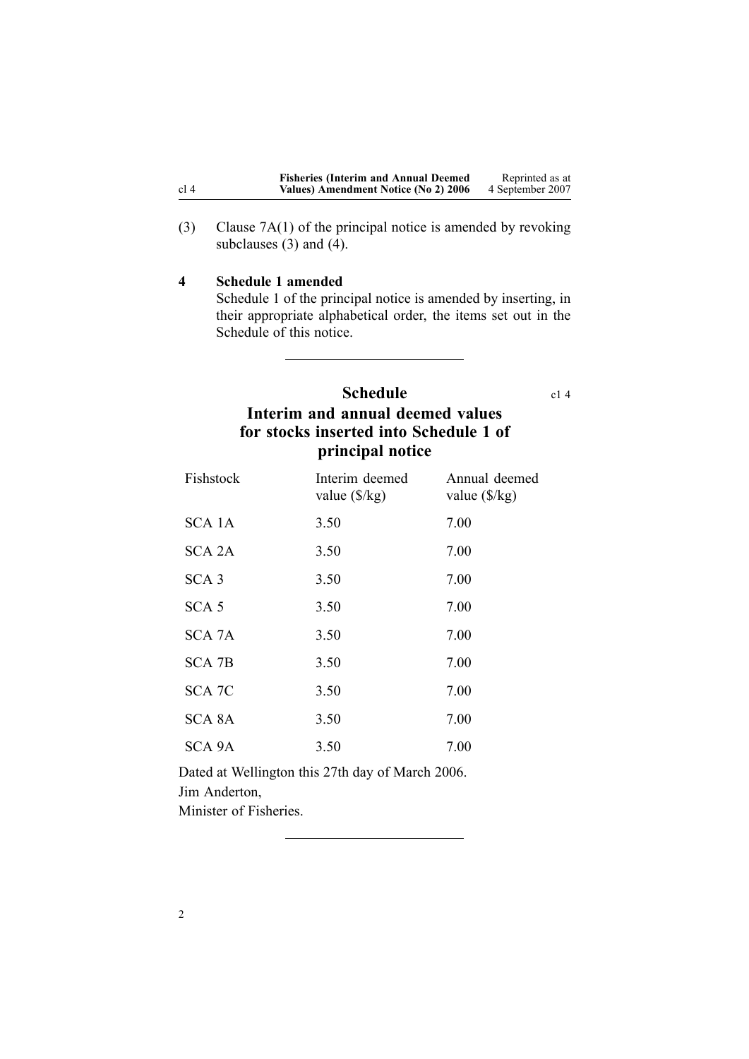(3) Clause 7A(1) of the principal notice is amended by revoking subclauses (3) and (4).

### 4 Schedule 1 amended

Schedule 1 of the principal notice is amended by inserting, in their appropriate alphabetical order, the items set out in the Schedule of this notice.

## Schedule

cl 4

## Interim and annual deemed values for stocks inserted into Schedule 1 of principal notice

| Fishstock | Interim deemed value ($/kg) | Annual deemed value ($/kg) |
|---|---|---|
| SCA 1A | 3.50 | 7.00 |
| SCA 2A | 3.50 | 7.00 |
| SCA 3 | 3.50 | 7.00 |
| SCA 5 | 3.50 | 7.00 |
| SCA 7A | 3.50 | 7.00 |
| SCA 7B | 3.50 | 7.00 |
| SCA 7C | 3.50 | 7.00 |
| SCA 8A | 3.50 | 7.00 |
| SCA 9A | 3.50 | 7.00 |

Dated at Wellington this 27th day of March 2006.

Jim Anderton,

Minister of Fisheries.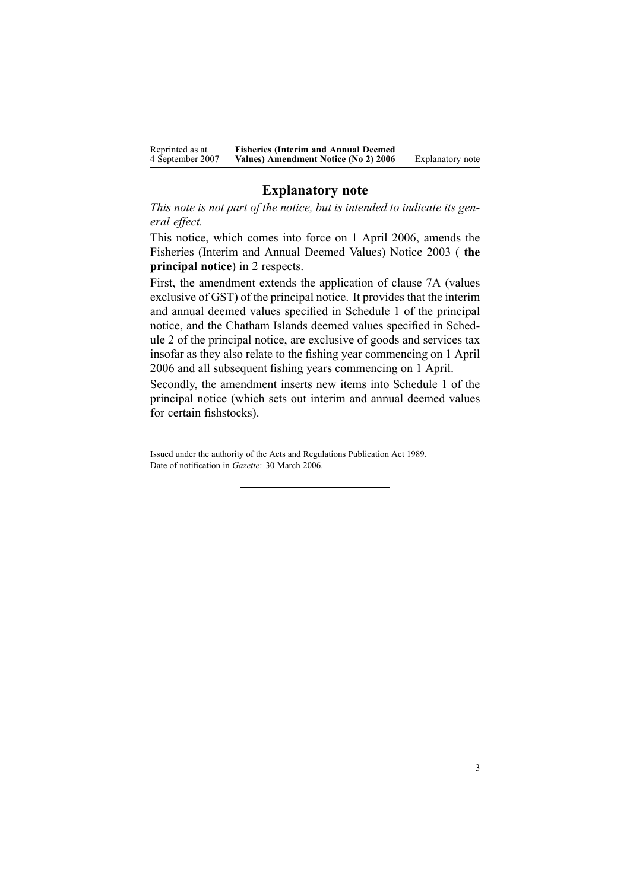## Explanatory note

*This note is not part of the notice, but is intended to indicate its general effect.*

This notice, which comes into force on 1 April 2006, amends the Fisheries (Interim and Annual Deemed Values) Notice 2003 ( **the principal notice**) in 2 respects.

First, the amendment extends the application of clause 7A (values exclusive of GST) of the principal notice. It provides that the interim and annual deemed values specified in Schedule 1 of the principal notice, and the Chatham Islands deemed values specified in Schedule 2 of the principal notice, are exclusive of goods and services tax insofar as they also relate to the fishing year commencing on 1 April 2006 and all subsequent fishing years commencing on 1 April.

Secondly, the amendment inserts new items into Schedule 1 of the principal notice (which sets out interim and annual deemed values for certain fishstocks).

---

Issued under the authority of the Acts and Regulations Publication Act 1989.
Date of notification in *Gazette*: 30 March 2006.

---